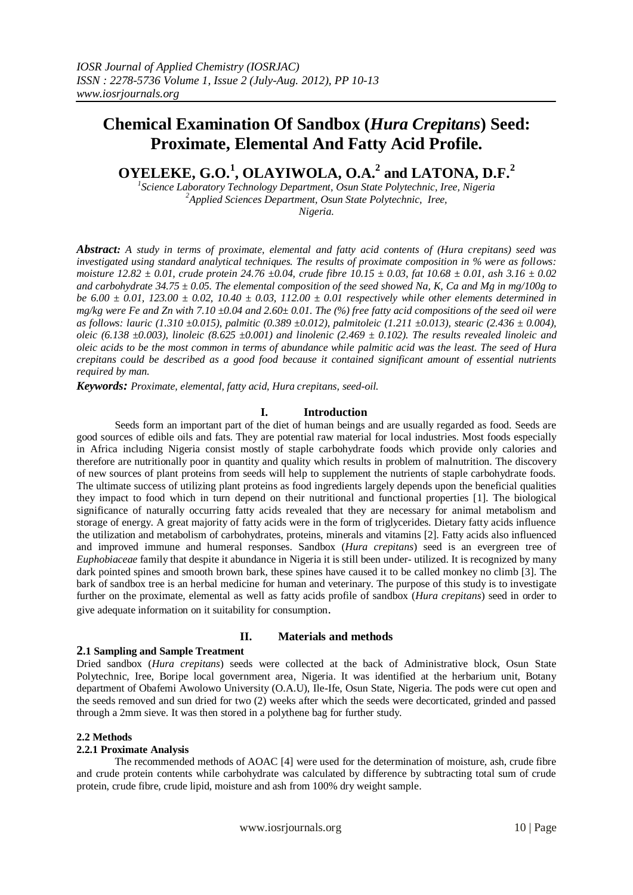# Chemical Examination Of Sandbox (*Hura Crepitans*) Seed: Proximate, Elemental And Fatty Acid Profile.

**OYELEKE, G.O.[1], OLAYIWOLA, O.A.[2] and LATONA, D.F.[2]**

[1]*Science Laboratory Technology Department, Osun State Polytechnic, Iree, Nigeria*
[2]*Applied Sciences Department, Osun State Polytechnic, Iree, Nigeria.*

***Abstract:*** *A study in terms of proximate, elemental and fatty acid contents of (Hura crepitans) seed was investigated using standard analytical techniques. The results of proximate composition in % were as follows: moisture 12.82 ± 0.01, crude protein 24.76 ±0.04, crude fibre 10.15 ± 0.03, fat 10.68 ± 0.01, ash 3.16 ± 0.02 and carbohydrate 34.75 ± 0.05. The elemental composition of the seed showed Na, K, Ca and Mg in mg/100g to be 6.00 ± 0.01, 123.00 ± 0.02, 10.40 ± 0.03, 112.00 ± 0.01 respectively while other elements determined in mg/kg were Fe and Zn with 7.10 ±0.04 and 2.60± 0.01. The (%) free fatty acid compositions of the seed oil were as follows: lauric (1.310 ±0.015), palmitic (0.389 ±0.012), palmitoleic (1.211 ±0.013), stearic (2.436 ± 0.004), oleic (6.138 ±0.003), linoleic (8.625 ±0.001) and linolenic (2.469 ± 0.102). The results revealed linoleic and oleic acids to be the most common in terms of abundance while palmitic acid was the least. The seed of Hura crepitans could be described as a good food because it contained significant amount of essential nutrients required by man.*

***Keywords:*** *Proximate, elemental, fatty acid, Hura crepitans, seed-oil.*

## I. Introduction

Seeds form an important part of the diet of human beings and are usually regarded as food. Seeds are good sources of edible oils and fats. They are potential raw material for local industries. Most foods especially in Africa including Nigeria consist mostly of staple carbohydrate foods which provide only calories and therefore are nutritionally poor in quantity and quality which results in problem of malnutrition. The discovery of new sources of plant proteins from seeds will help to supplement the nutrients of staple carbohydrate foods. The ultimate success of utilizing plant proteins as food ingredients largely depends upon the beneficial qualities they impact to food which in turn depend on their nutritional and functional properties [1]. The biological significance of naturally occurring fatty acids revealed that they are necessary for animal metabolism and storage of energy. A great majority of fatty acids were in the form of triglycerides. Dietary fatty acids influence the utilization and metabolism of carbohydrates, proteins, minerals and vitamins [2]. Fatty acids also influenced and improved immune and humeral responses. Sandbox (*Hura crepitans*) seed is an evergreen tree of *Euphobiaceae* family that despite it abundance in Nigeria it is still been under- utilized. It is recognized by many dark pointed spines and smooth brown bark, these spines have caused it to be called monkey no climb [3]. The bark of sandbox tree is an herbal medicine for human and veterinary. The purpose of this study is to investigate further on the proximate, elemental as well as fatty acids profile of sandbox (*Hura crepitans*) seed in order to give adequate information on it suitability for consumption.

## II. Materials and methods

### 2.1 Sampling and Sample Treatment

Dried sandbox (*Hura crepitans*) seeds were collected at the back of Administrative block, Osun State Polytechnic, Iree, Boripe local government area, Nigeria. It was identified at the herbarium unit, Botany department of Obafemi Awolowo University (O.A.U), Ile-Ife, Osun State, Nigeria. The pods were cut open and the seeds removed and sun dried for two (2) weeks after which the seeds were decorticated, grinded and passed through a 2mm sieve. It was then stored in a polythene bag for further study.

### 2.2 Methods

#### 2.2.1 Proximate Analysis

The recommended methods of AOAC [4] were used for the determination of moisture, ash, crude fibre and crude protein contents while carbohydrate was calculated by difference by subtracting total sum of crude protein, crude fibre, crude lipid, moisture and ash from 100% dry weight sample.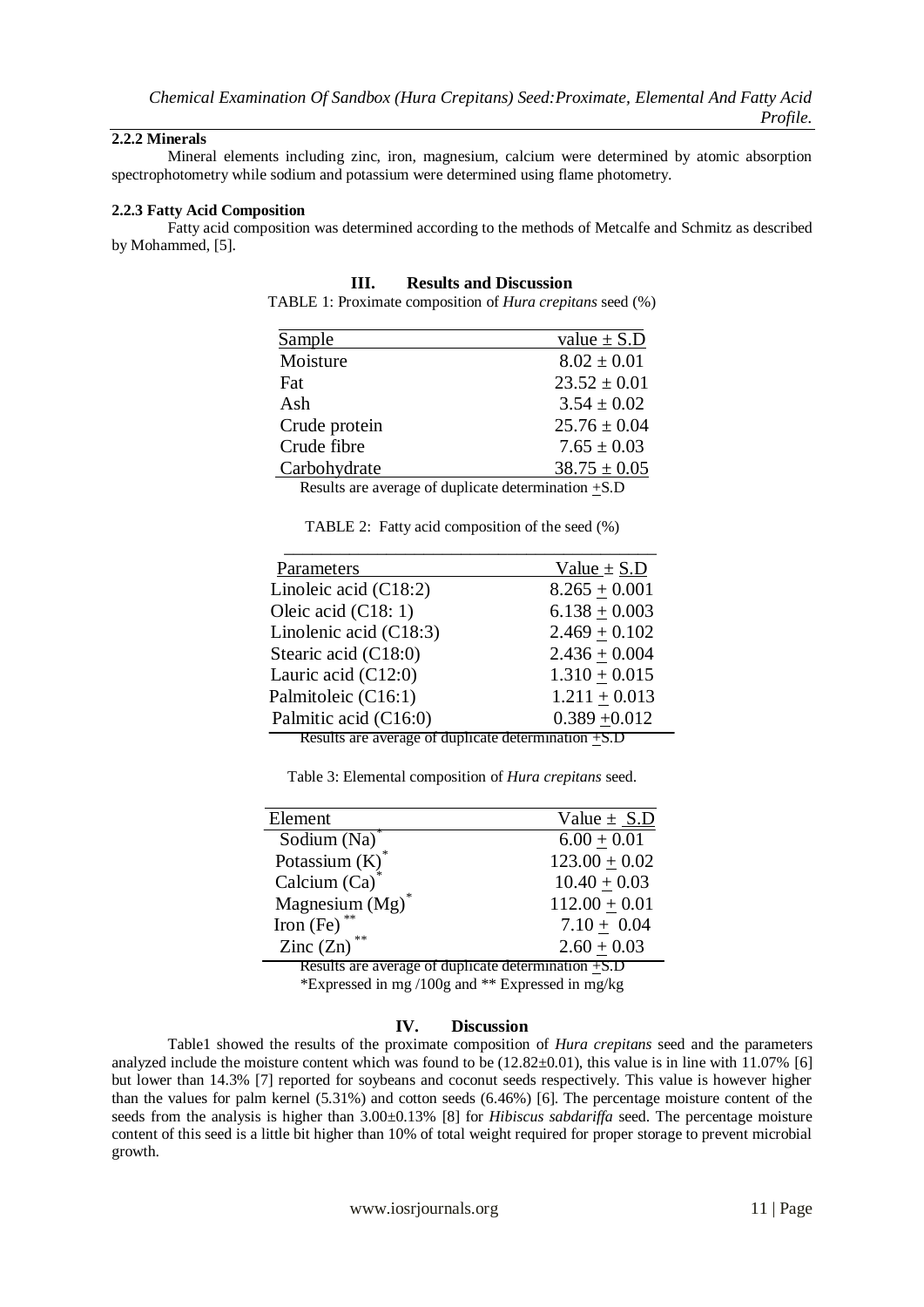#### 2.2.2 Minerals

Mineral elements including zinc, iron, magnesium, calcium were determined by atomic absorption spectrophotometry while sodium and potassium were determined using flame photometry.

#### 2.2.3 Fatty Acid Composition

Fatty acid composition was determined according to the methods of Metcalfe and Schmitz as described by Mohammed, [5].

## III. Results and Discussion

TABLE 1: Proximate composition of *Hura crepitans* seed (%)

| Sample | value ± S.D |
|---|---|
| Moisture | 8.02 ± 0.01 |
| Fat | 23.52 ± 0.01 |
| Ash | 3.54 ± 0.02 |
| Crude protein | 25.76 ± 0.04 |
| Crude fibre | 7.65 ± 0.03 |
| Carbohydrate | 38.75 ± 0.05 |

Results are average of duplicate determination ±S.D

TABLE 2: Fatty acid composition of the seed (%)

| Parameters | Value ± S.D |
|---|---|
| Linoleic acid (C18:2) | 8.265 ± 0.001 |
| Oleic acid (C18: 1) | 6.138 ± 0.003 |
| Linolenic acid (C18:3) | 2.469 ± 0.102 |
| Stearic acid (C18:0) | 2.436 ± 0.004 |
| Lauric acid (C12:0) | 1.310 ± 0.015 |
| Palmitoleic (C16:1) | 1.211 ± 0.013 |
| Palmitic acid (C16:0) | 0.389 ±0.012 |

Results are average of duplicate determination ±S.D

Table 3: Elemental composition of *Hura crepitans* seed.

| Element | Value ± S.D |
|---|---|
| Sodium (Na)* | 6.00 ± 0.01 |
| Potassium (K)* | 123.00 ± 0.02 |
| Calcium (Ca)* | 10.40 ± 0.03 |
| Magnesium (Mg)* | 112.00 ± 0.01 |
| Iron (Fe)** | 7.10 ± 0.04 |
| Zinc (Zn)** | 2.60 ± 0.03 |

Results are average of duplicate determination ±S.D

*Expressed in mg /100g and ** Expressed in mg/kg

## IV. Discussion

Table1 showed the results of the proximate composition of *Hura crepitans* seed and the parameters analyzed include the moisture content which was found to be (12.82±0.01), this value is in line with 11.07% [6] but lower than 14.3% [7] reported for soybeans and coconut seeds respectively. This value is however higher than the values for palm kernel (5.31%) and cotton seeds (6.46%) [6]. The percentage moisture content of the seeds from the analysis is higher than 3.00±0.13% [8] for *Hibiscus sabdariffa* seed. The percentage moisture content of this seed is a little bit higher than 10% of total weight required for proper storage to prevent microbial growth.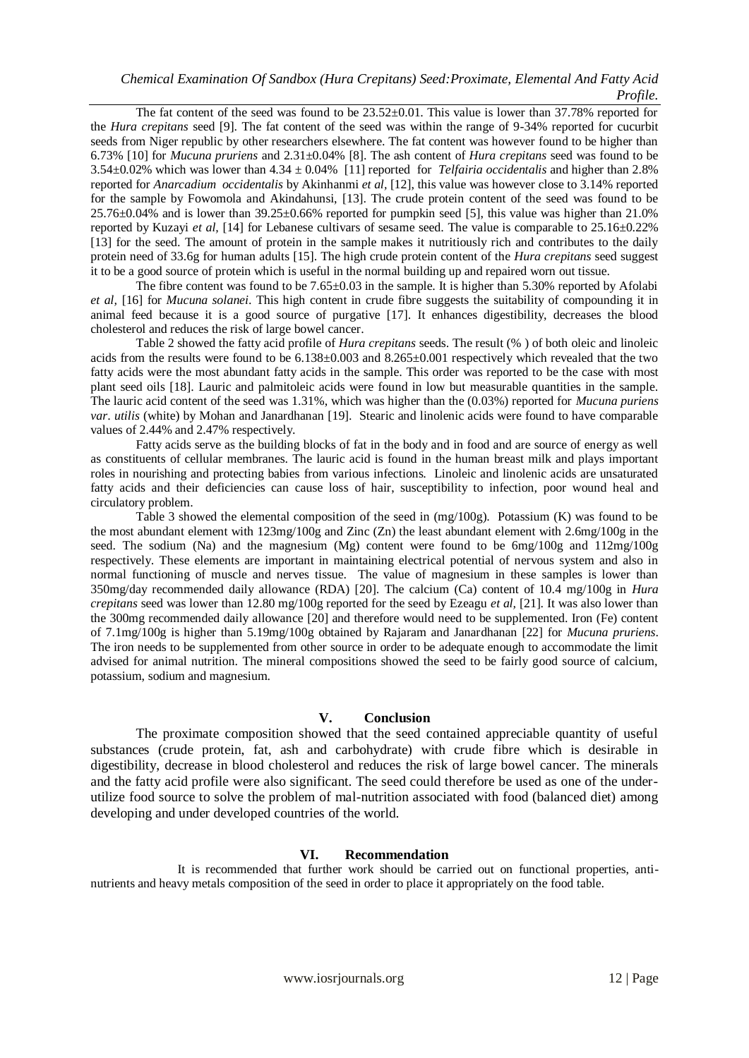The fat content of the seed was found to be 23.52±0.01. This value is lower than 37.78% reported for the *Hura crepitans* seed [9]. The fat content of the seed was within the range of 9-34% reported for cucurbit seeds from Niger republic by other researchers elsewhere. The fat content was however found to be higher than 6.73% [10] for *Mucuna pruriens* and 2.31±0.04% [8]. The ash content of *Hura crepitans* seed was found to be 3.54±0.02% which was lower than 4.34 ± 0.04% [11] reported for *Telfairia occidentalis* and higher than 2.8% reported for *Anarcadium occidentalis* by Akinhanmi *et al,* [12], this value was however close to 3.14% reported for the sample by Fowomola and Akindahunsi, [13]. The crude protein content of the seed was found to be 25.76±0.04% and is lower than 39.25±0.66% reported for pumpkin seed [5], this value was higher than 21.0% reported by Kuzayi *et al,* [14] for Lebanese cultivars of sesame seed. The value is comparable to 25.16±0.22% [13] for the seed. The amount of protein in the sample makes it nutritiously rich and contributes to the daily protein need of 33.6g for human adults [15]. The high crude protein content of the *Hura crepitans* seed suggest it to be a good source of protein which is useful in the normal building up and repaired worn out tissue.

The fibre content was found to be 7.65±0.03 in the sample. It is higher than 5.30% reported by Afolabi *et al,* [16] for *Mucuna solanei*. This high content in crude fibre suggests the suitability of compounding it in animal feed because it is a good source of purgative [17]. It enhances digestibility, decreases the blood cholesterol and reduces the risk of large bowel cancer.

Table 2 showed the fatty acid profile of *Hura crepitans* seeds. The result (% ) of both oleic and linoleic acids from the results were found to be 6.138±0.003 and 8.265±0.001 respectively which revealed that the two fatty acids were the most abundant fatty acids in the sample. This order was reported to be the case with most plant seed oils [18]. Lauric and palmitoleic acids were found in low but measurable quantities in the sample. The lauric acid content of the seed was 1.31%, which was higher than the (0.03%) reported for *Mucuna puriens var. utilis* (white) by Mohan and Janardhanan [19]. Stearic and linolenic acids were found to have comparable values of 2.44% and 2.47% respectively.

Fatty acids serve as the building blocks of fat in the body and in food and are source of energy as well as constituents of cellular membranes. The lauric acid is found in the human breast milk and plays important roles in nourishing and protecting babies from various infections. Linoleic and linolenic acids are unsaturated fatty acids and their deficiencies can cause loss of hair, susceptibility to infection, poor wound heal and circulatory problem.

Table 3 showed the elemental composition of the seed in (mg/100g). Potassium (K) was found to be the most abundant element with 123mg/100g and Zinc (Zn) the least abundant element with 2.6mg/100g in the seed. The sodium (Na) and the magnesium (Mg) content were found to be 6mg/100g and 112mg/100g respectively. These elements are important in maintaining electrical potential of nervous system and also in normal functioning of muscle and nerves tissue. The value of magnesium in these samples is lower than 350mg/day recommended daily allowance (RDA) [20]. The calcium (Ca) content of 10.4 mg/100g in *Hura crepitans* seed was lower than 12.80 mg/100g reported for the seed by Ezeagu *et al,* [21]. It was also lower than the 300mg recommended daily allowance [20] and therefore would need to be supplemented. Iron (Fe) content of 7.1mg/100g is higher than 5.19mg/100g obtained by Rajaram and Janardhanan [22] for *Mucuna pruriens*. The iron needs to be supplemented from other source in order to be adequate enough to accommodate the limit advised for animal nutrition. The mineral compositions showed the seed to be fairly good source of calcium, potassium, sodium and magnesium.

## V. Conclusion

The proximate composition showed that the seed contained appreciable quantity of useful substances (crude protein, fat, ash and carbohydrate) with crude fibre which is desirable in digestibility, decrease in blood cholesterol and reduces the risk of large bowel cancer. The minerals and the fatty acid profile were also significant. The seed could therefore be used as one of the under-utilize food source to solve the problem of mal-nutrition associated with food (balanced diet) among developing and under developed countries of the world.

## VI. Recommendation

It is recommended that further work should be carried out on functional properties, anti-nutrients and heavy metals composition of the seed in order to place it appropriately on the food table.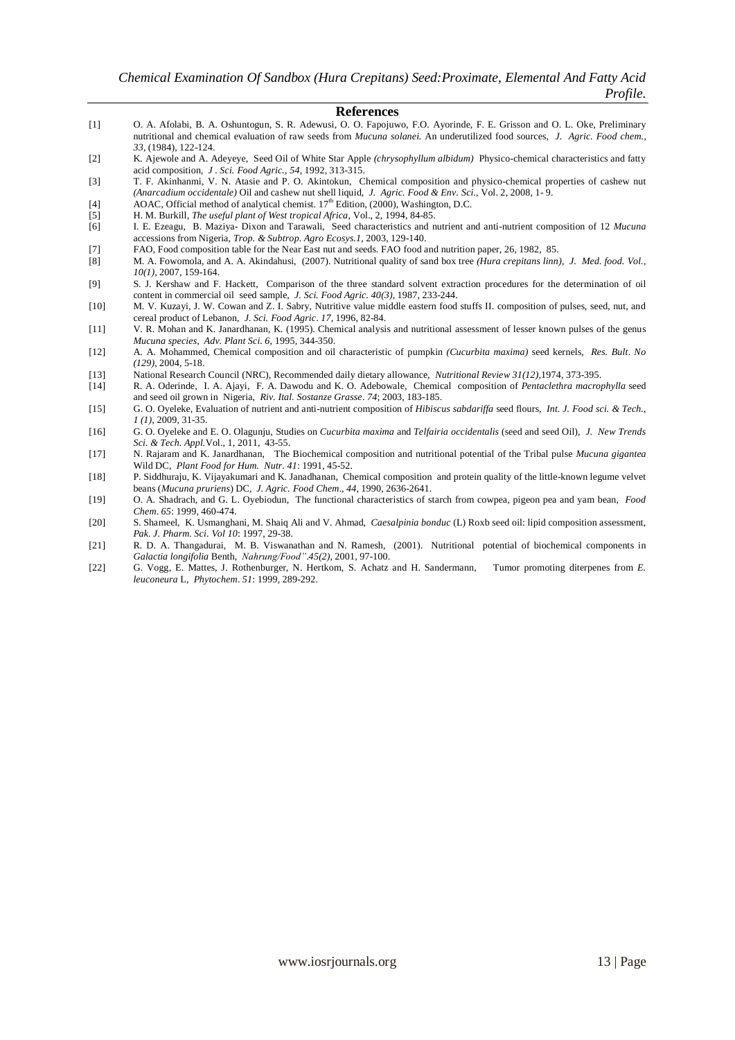## References

[1] O. A. Afolabi, B. A. Oshuntogun, S. R. Adewusi, O. O. Fapojuwo, F.O. Ayorinde, F. E. Grisson and O. L. Oke, Preliminary nutritional and chemical evaluation of raw seeds from *Mucuna solanei.* An underutilized food sources, *J. Agric. Food chem., 33,* (1984), 122-124.

[2] K. Ajewole and A. Adeyeye, Seed Oil of White Star Apple *(chrysophyllum albidum)* Physico-chemical characteristics and fatty acid composition, *J . Sci. Food Agric., 54,* 1992, 313-315.

[3] T. F. Akinhanmi, V. N. Atasie and P. O. Akintokun, Chemical composition and physico-chemical properties of cashew nut *(Anarcadium occidentale)* Oil and cashew nut shell liquid, *J. Agric. Food & Env. Sci.,* Vol. 2, 2008, 1- 9.

[4] AOAC, Official method of analytical chemist. 17th Edition, (2000), Washington, D.C.

[5] H. M. Burkill, *The useful plant of West tropical Africa,* Vol., 2, 1994, 84-85.

[6] I. E. Ezeagu, B. Maziya- Dixon and Tarawali, Seed characteristics and nutrient and anti-nutrient composition of 12 *Mucuna* accessions from Nigeria, *Trop. & Subtrop. Agro Ecosys.1,* 2003, 129-140.

[7] FAO, Food composition table for the Near East nut and seeds. FAO food and nutrition paper, 26, 1982, 85.

[8] M. A. Fowomola, and A. A. Akindahusi, (2007). Nutritional quality of sand box tree *(Hura crepitans linn), J. Med. food. Vol., 10(1),* 2007, 159-164.

[9] S. J. Kershaw and F. Hackett, Comparison of the three standard solvent extraction procedures for the determination of oil content in commercial oil seed sample, *J. Sci. Food Agric. 40(3),* 1987, 233-244.

[10] M. V. Kuzayi, J. W. Cowan and Z. I. Sabry, Nutritive value middle eastern food stuffs II. composition of pulses, seed, nut, and cereal product of Lebanon, *J. Sci. Food Agric. 17,* 1996, 82-84.

[11] V. R. Mohan and K. Janardhanan, K. (1995). Chemical analysis and nutritional assessment of lesser known pulses of the genus *Mucuna species, Adv. Plant Sci. 6,* 1995, 344-350.

[12] A. A. Mohammed, Chemical composition and oil characteristic of pumpkin *(Cucurbita maxima)* seed kernels, *Res. Bult. No (129),* 2004, 5-18.

[13] National Research Council (NRC), Recommended daily dietary allowance, *Nutritional Review 31(12),*1974, 373-395.

[14] R. A. Oderinde, I. A. Ajayi, F. A. Dawodu and K. O. Adebowale, Chemical composition of *Pentaclethra macrophylla* seed and seed oil grown in Nigeria, *Riv. Ital. Sostanze Grasse. 74*; 2003, 183-185.

[15] G. O. Oyeleke, Evaluation of nutrient and anti-nutrient composition of *Hibiscus sabdariffa* seed flours, *Int. J. Food sci. & Tech., 1 (1),* 2009, 31-35.

[16] G. O. Oyeleke and E. O. Olagunju, Studies on *Cucurbita maxima* and *Telfairia occidentalis* (seed and seed Oil), *J. New Trends Sci. & Tech. Appl.*Vol., 1, 2011, 43-55.

[17] N. Rajaram and K. Janardhanan, The Biochemical composition and nutritional potential of the Tribal pulse *Mucuna gigantea* Wild DC, *Plant Food for Hum. Nutr. 41*: 1991, 45-52.

[18] P. Siddhuraju, K. Vijayakumari and K. Janadhanan, Chemical composition and protein quality of the little-known legume velvet beans (*Mucuna pruriens*) DC, *J. Agric. Food Chem., 44,* 1990, 2636-2641.

[19] O. A. Shadrach, and G. L. Oyebiodun, The functional characteristics of starch from cowpea, pigeon pea and yam bean, *Food Chem. 65*: 1999, 460-474.

[20] S. Shameel, K. Usmanghani, M. Shaiq Ali and V. Ahmad, *Caesalpinia bonduc* (L) Roxb seed oil: lipid composition assessment, *Pak. J. Pharm. Sci. Vol 10*: 1997, 29-38.

[21] R. D. A. Thangadurai, M. B. Viswanathan and N. Ramesh, (2001). Nutritional potential of biochemical components in *Galactia longifolia* Benth, *Nahrung/Food".45(2),* 2001, 97-100.

[22] G. Vogg, E. Mattes, J. Rothenburger, N. Hertkom, S. Achatz and H. Sandermann, Tumor promoting diterpenes from *E. leuconeura* L, *Phytochem. 51*: 1999, 289-292.